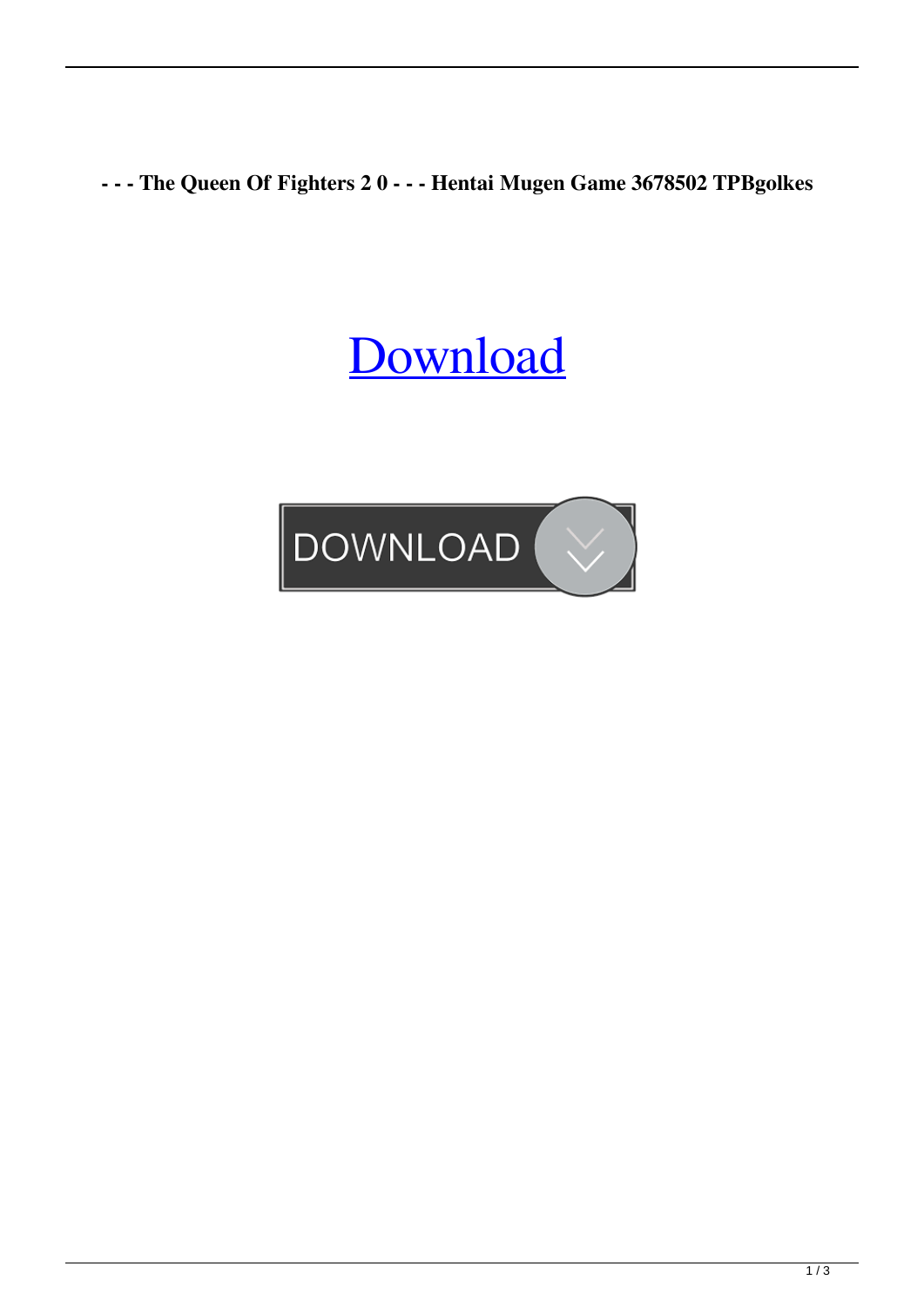**- - - The Queen Of Fighters 2 0 - - - Hentai Mugen Game 3678502 TPBgolkes**

Download

DOWNLOAD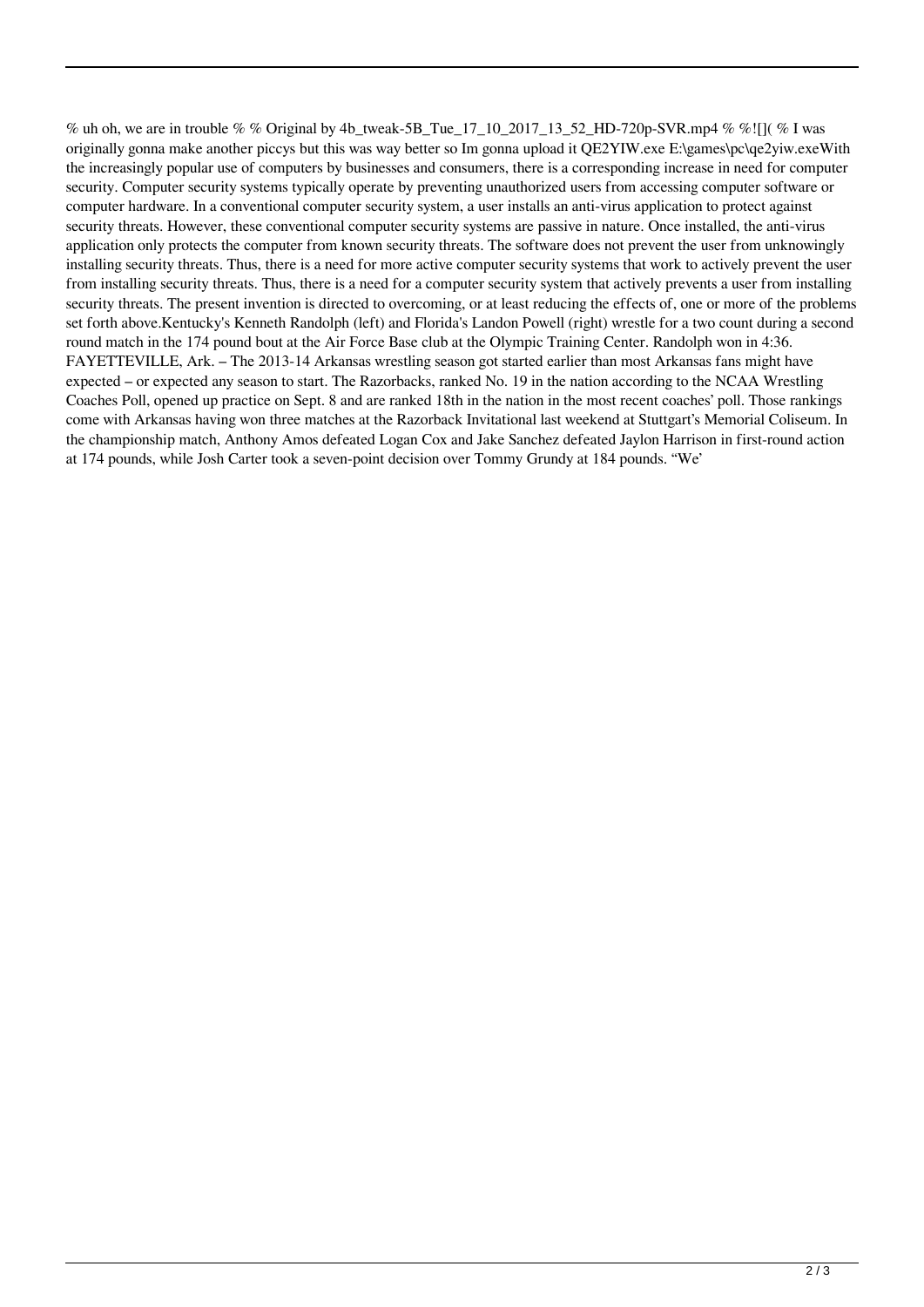% uh oh, we are in trouble % % Original by 4b_tweak-5B_Tue_17_10_2017_13_52_HD-720p-SVR.mp4 % %![]( % I was originally gonna make another piccys but this was way better so Im gonna upload it QE2YIW.exe E:\games\pc\qe2yiw.exeWith the increasingly popular use of computers by businesses and consumers, there is a corresponding increase in need for computer security. Computer security systems typically operate by preventing unauthorized users from accessing computer software or computer hardware. In a conventional computer security system, a user installs an anti-virus application to protect against security threats. However, these conventional computer security systems are passive in nature. Once installed, the anti-virus application only protects the computer from known security threats. The software does not prevent the user from unknowingly installing security threats. Thus, there is a need for more active computer security systems that work to actively prevent the user from installing security threats. Thus, there is a need for a computer security system that actively prevents a user from installing security threats. The present invention is directed to overcoming, or at least reducing the effects of, one or more of the problems set forth above.Kentucky's Kenneth Randolph (left) and Florida's Landon Powell (right) wrestle for a two count during a second round match in the 174 pound bout at the Air Force Base club at the Olympic Training Center. Randolph won in 4:36. FAYETTEVILLE, Ark. – The 2013-14 Arkansas wrestling season got started earlier than most Arkansas fans might have expected – or expected any season to start. The Razorbacks, ranked No. 19 in the nation according to the NCAA Wrestling Coaches Poll, opened up practice on Sept. 8 and are ranked 18th in the nation in the most recent coaches' poll. Those rankings come with Arkansas having won three matches at the Razorback Invitational last weekend at Stuttgart's Memorial Coliseum. In the championship match, Anthony Amos defeated Logan Cox and Jake Sanchez defeated Jaylon Harrison in first-round action at 174 pounds, while Josh Carter took a seven-point decision over Tommy Grundy at 184 pounds. "We'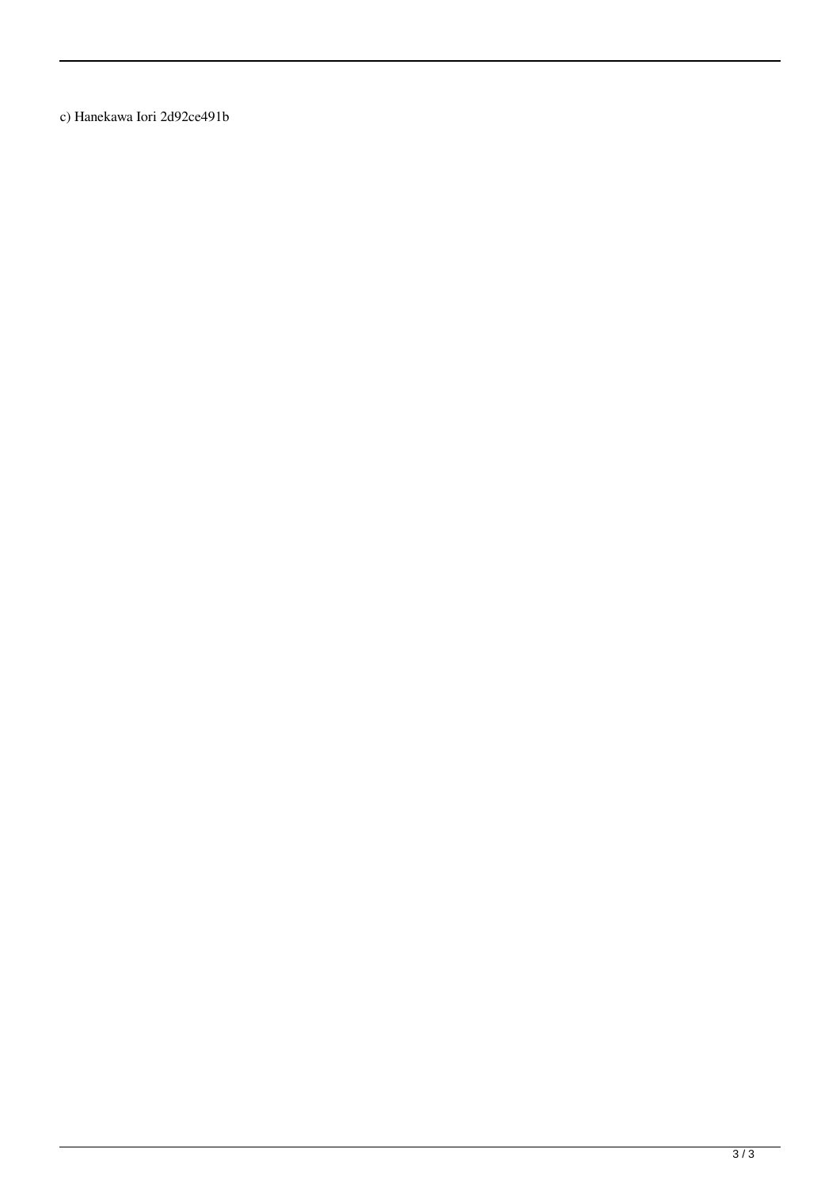c) Hanekawa Iori 2d92ce491b